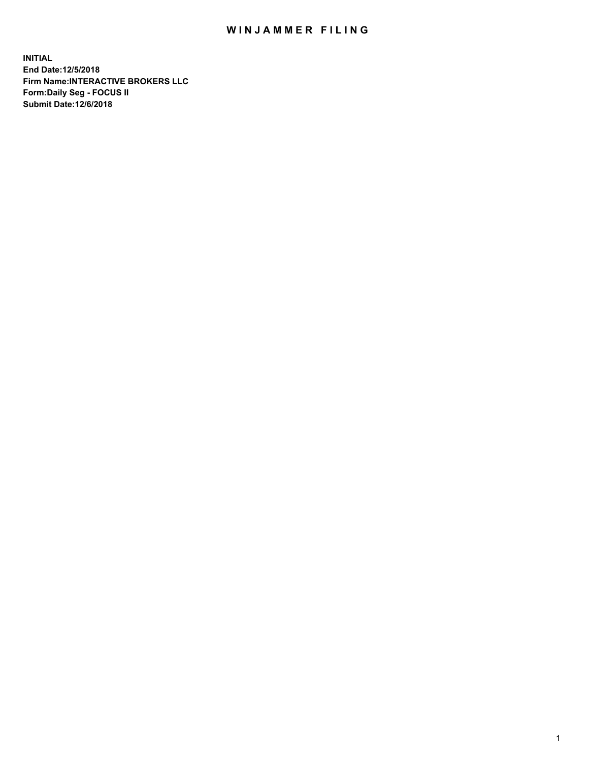# WINJAMMER FILING

**INITIAL**
**End Date:12/5/2018**
**Firm Name:INTERACTIVE BROKERS LLC**
**Form:Daily Seg - FOCUS II**
**Submit Date:12/6/2018**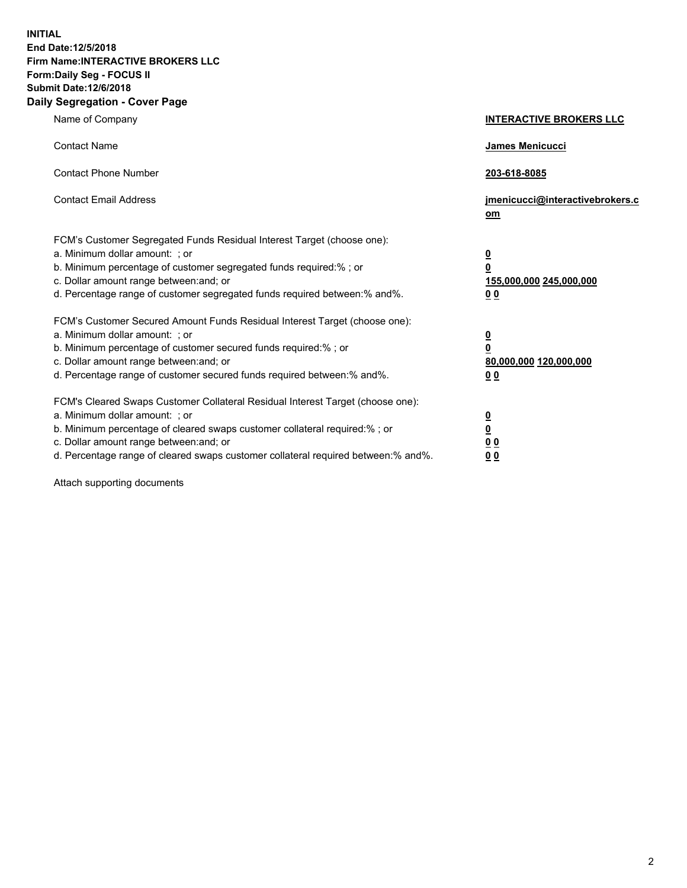**INITIAL**
**End Date:12/5/2018**
**Firm Name:INTERACTIVE BROKERS LLC**
**Form:Daily Seg - FOCUS II**
**Submit Date:12/6/2018**

## Daily Segregation - Cover Page

| | |
|---|---|
| Name of Company | **INTERACTIVE BROKERS LLC** |
| Contact Name | **James Menicucci** |
| Contact Phone Number | **203-618-8085** |
| Contact Email Address | **jmenicucci@interactivebrokers.com** |

FCM's Customer Segregated Funds Residual Interest Target (choose one):

| | |
|---|---|
| a. Minimum dollar amount: ; or | **0** |
| b. Minimum percentage of customer segregated funds required:% ; or | **0** |
| c. Dollar amount range between:and; or | **155,000,000 245,000,000** |
| d. Percentage range of customer segregated funds required between:% and%. | **0 0** |

FCM's Customer Secured Amount Funds Residual Interest Target (choose one):

| | |
|---|---|
| a. Minimum dollar amount: ; or | **0** |
| b. Minimum percentage of customer secured funds required:% ; or | **0** |
| c. Dollar amount range between:and; or | **80,000,000 120,000,000** |
| d. Percentage range of customer secured funds required between:% and%. | **0 0** |

FCM's Cleared Swaps Customer Collateral Residual Interest Target (choose one):

| | |
|---|---|
| a. Minimum dollar amount: ; or | **0** |
| b. Minimum percentage of cleared swaps customer collateral required:% ; or | **0** |
| c. Dollar amount range between:and; or | **0 0** |
| d. Percentage range of cleared swaps customer collateral required between:% and%. | **0 0** |

Attach supporting documents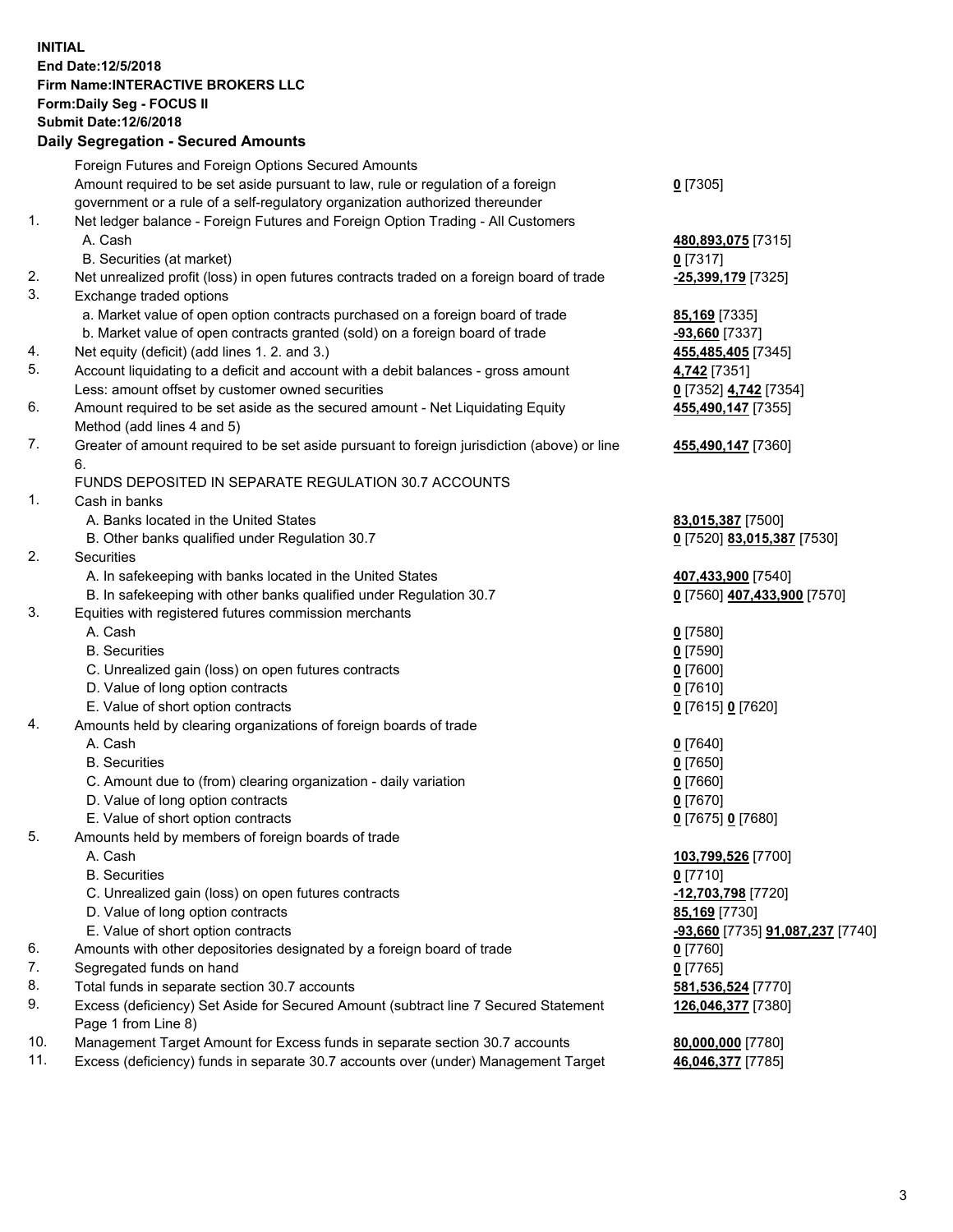**INITIAL**
**End Date:12/5/2018**
**Firm Name:INTERACTIVE BROKERS LLC**
**Form:Daily Seg - FOCUS II**
**Submit Date:12/6/2018**

## Daily Segregation - Secured Amounts

| | | |
|---|---|---|
| | Foreign Futures and Foreign Options Secured Amounts | |
| | Amount required to be set aside pursuant to law, rule or regulation of a foreign government or a rule of a self-regulatory organization authorized thereunder | **0** [7305] |
| 1. | Net ledger balance - Foreign Futures and Foreign Option Trading - All Customers | |
| | A. Cash | **480,893,075** [7315] |
| | B. Securities (at market) | **0** [7317] |
| 2. | Net unrealized profit (loss) in open futures contracts traded on a foreign board of trade | **-25,399,179** [7325] |
| 3. | Exchange traded options | |
| | a. Market value of open option contracts purchased on a foreign board of trade | **85,169** [7335] |
| | b. Market value of open contracts granted (sold) on a foreign board of trade | **-93,660** [7337] |
| 4. | Net equity (deficit) (add lines 1. 2. and 3.) | **455,485,405** [7345] |
| 5. | Account liquidating to a deficit and account with a debit balances - gross amount | **4,742** [7351] |
| | Less: amount offset by customer owned securities | **0** [7352] **4,742** [7354] |
| 6. | Amount required to be set aside as the secured amount - Net Liquidating Equity Method (add lines 4 and 5) | **455,490,147** [7355] |
| 7. | Greater of amount required to be set aside pursuant to foreign jurisdiction (above) or line 6. | **455,490,147** [7360] |
| | FUNDS DEPOSITED IN SEPARATE REGULATION 30.7 ACCOUNTS | |
| 1. | Cash in banks | |
| | A. Banks located in the United States | **83,015,387** [7500] |
| | B. Other banks qualified under Regulation 30.7 | **0** [7520] **83,015,387** [7530] |
| 2. | Securities | |
| | A. In safekeeping with banks located in the United States | **407,433,900** [7540] |
| | B. In safekeeping with other banks qualified under Regulation 30.7 | **0** [7560] **407,433,900** [7570] |
| 3. | Equities with registered futures commission merchants | |
| | A. Cash | **0** [7580] |
| | B. Securities | **0** [7590] |
| | C. Unrealized gain (loss) on open futures contracts | **0** [7600] |
| | D. Value of long option contracts | **0** [7610] |
| | E. Value of short option contracts | **0** [7615] **0** [7620] |
| 4. | Amounts held by clearing organizations of foreign boards of trade | |
| | A. Cash | **0** [7640] |
| | B. Securities | **0** [7650] |
| | C. Amount due to (from) clearing organization - daily variation | **0** [7660] |
| | D. Value of long option contracts | **0** [7670] |
| | E. Value of short option contracts | **0** [7675] **0** [7680] |
| 5. | Amounts held by members of foreign boards of trade | |
| | A. Cash | **103,799,526** [7700] |
| | B. Securities | **0** [7710] |
| | C. Unrealized gain (loss) on open futures contracts | **-12,703,798** [7720] |
| | D. Value of long option contracts | **85,169** [7730] |
| | E. Value of short option contracts | **-93,660** [7735] **91,087,237** [7740] |
| 6. | Amounts with other depositories designated by a foreign board of trade | **0** [7760] |
| 7. | Segregated funds on hand | **0** [7765] |
| 8. | Total funds in separate section 30.7 accounts | **581,536,524** [7770] |
| 9. | Excess (deficiency) Set Aside for Secured Amount (subtract line 7 Secured Statement Page 1 from Line 8) | **126,046,377** [7380] |
| 10. | Management Target Amount for Excess funds in separate section 30.7 accounts | **80,000,000** [7780] |
| 11. | Excess (deficiency) funds in separate 30.7 accounts over (under) Management Target | **46,046,377** [7785] |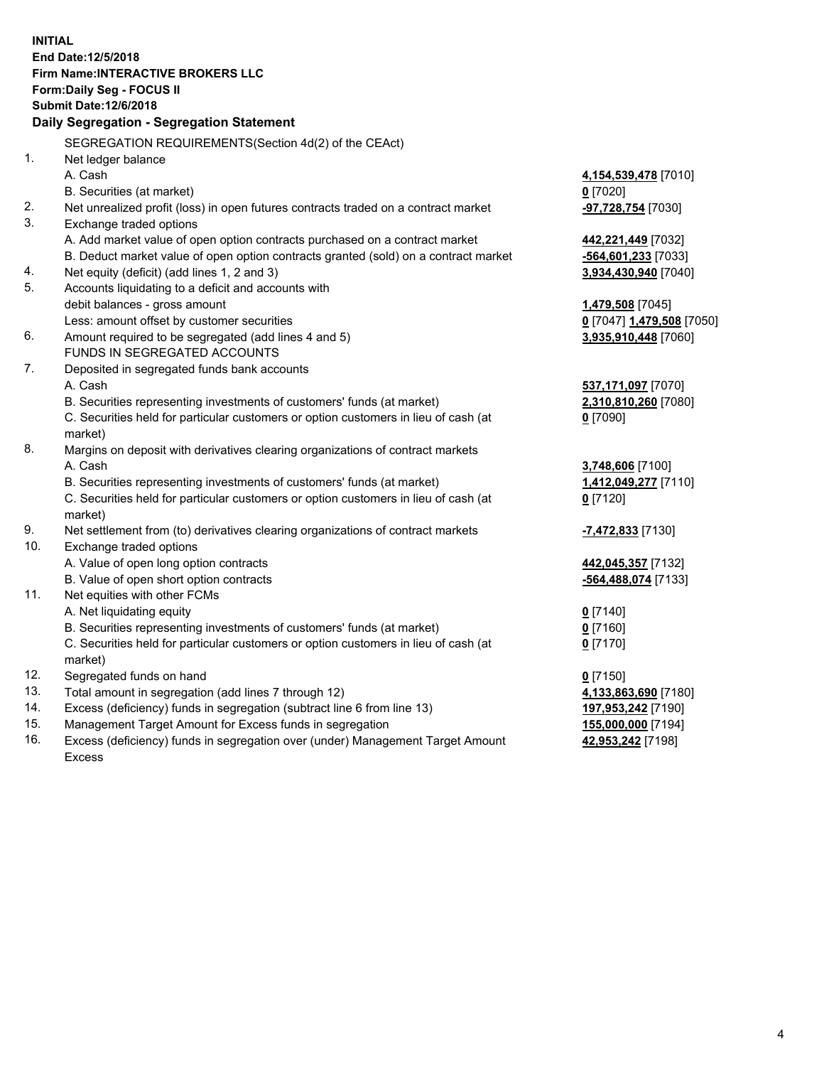**INITIAL**
**End Date:12/5/2018**
**Firm Name:INTERACTIVE BROKERS LLC**
**Form:Daily Seg - FOCUS II**
**Submit Date:12/6/2018**
**Daily Segregation - Segregation Statement**

| | | |
|---|---|---|
| | SEGREGATION REQUIREMENTS(Section 4d(2) of the CEAct) | |
| 1. | Net ledger balance | |
| | A. Cash | **4,154,539,478** [7010] |
| | B. Securities (at market) | **0** [7020] |
| 2. | Net unrealized profit (loss) in open futures contracts traded on a contract market | **-97,728,754** [7030] |
| 3. | Exchange traded options | |
| | A. Add market value of open option contracts purchased on a contract market | **442,221,449** [7032] |
| | B. Deduct market value of open option contracts granted (sold) on a contract market | **-564,601,233** [7033] |
| 4. | Net equity (deficit) (add lines 1, 2 and 3) | **3,934,430,940** [7040] |
| 5. | Accounts liquidating to a deficit and accounts with | |
| | debit balances - gross amount | **1,479,508** [7045] |
| | Less: amount offset by customer securities | **0** [7047] **1,479,508** [7050] |
| 6. | Amount required to be segregated (add lines 4 and 5) | **3,935,910,448** [7060] |
| | FUNDS IN SEGREGATED ACCOUNTS | |
| 7. | Deposited in segregated funds bank accounts | |
| | A. Cash | **537,171,097** [7070] |
| | B. Securities representing investments of customers' funds (at market) | **2,310,810,260** [7080] |
| | C. Securities held for particular customers or option customers in lieu of cash (at market) | **0** [7090] |
| 8. | Margins on deposit with derivatives clearing organizations of contract markets | |
| | A. Cash | **3,748,606** [7100] |
| | B. Securities representing investments of customers' funds (at market) | **1,412,049,277** [7110] |
| | C. Securities held for particular customers or option customers in lieu of cash (at market) | **0** [7120] |
| 9. | Net settlement from (to) derivatives clearing organizations of contract markets | **-7,472,833** [7130] |
| 10. | Exchange traded options | |
| | A. Value of open long option contracts | **442,045,357** [7132] |
| | B. Value of open short option contracts | **-564,488,074** [7133] |
| 11. | Net equities with other FCMs | |
| | A. Net liquidating equity | **0** [7140] |
| | B. Securities representing investments of customers' funds (at market) | **0** [7160] |
| | C. Securities held for particular customers or option customers in lieu of cash (at market) | **0** [7170] |
| 12. | Segregated funds on hand | **0** [7150] |
| 13. | Total amount in segregation (add lines 7 through 12) | **4,133,863,690** [7180] |
| 14. | Excess (deficiency) funds in segregation (subtract line 6 from line 13) | **197,953,242** [7190] |
| 15. | Management Target Amount for Excess funds in segregation | **155,000,000** [7194] |
| 16. | Excess (deficiency) funds in segregation over (under) Management Target Amount Excess | **42,953,242** [7198] |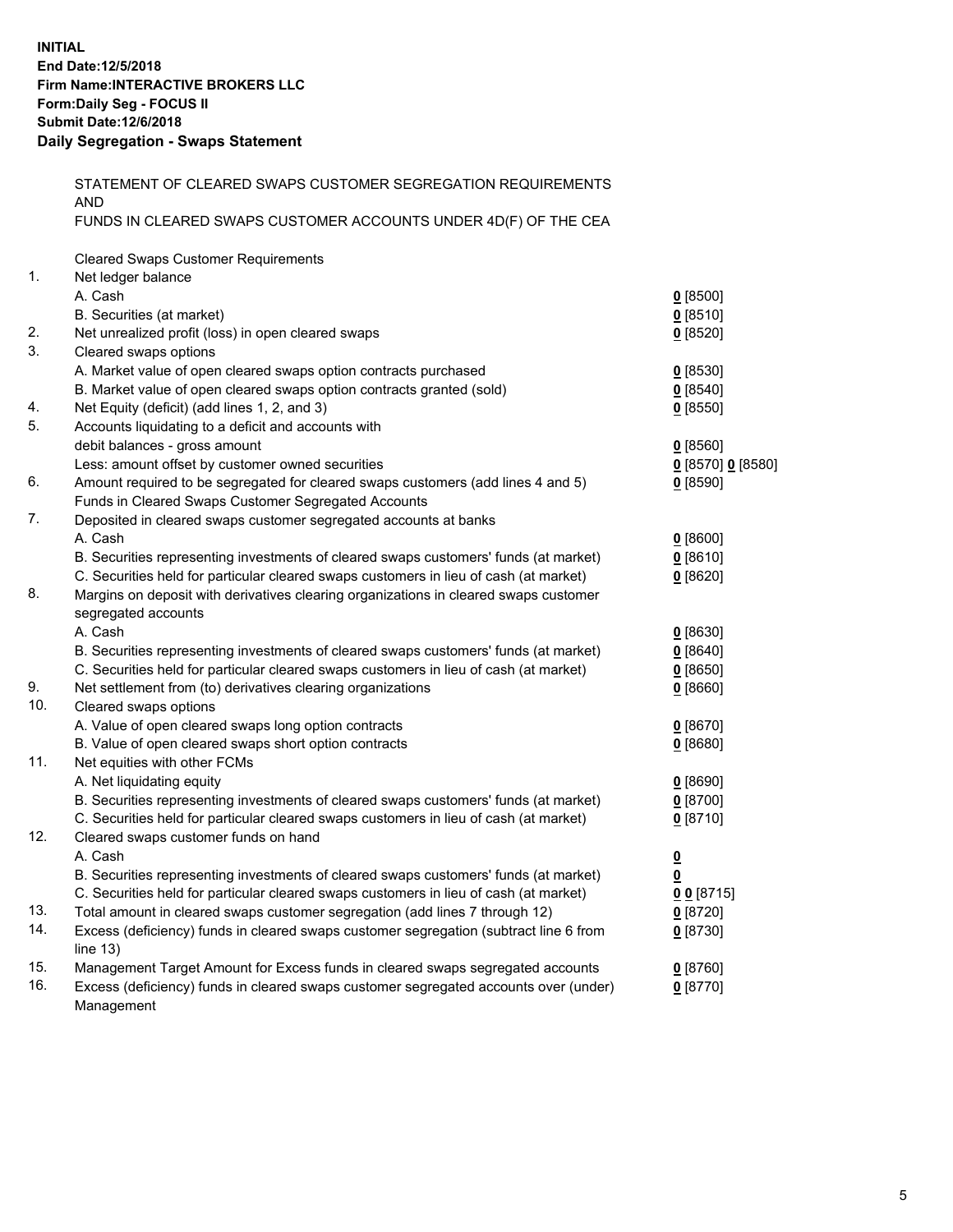**INITIAL**
**End Date:12/5/2018**
**Firm Name:INTERACTIVE BROKERS LLC**
**Form:Daily Seg - FOCUS II**
**Submit Date:12/6/2018**
**Daily Segregation - Swaps Statement**

STATEMENT OF CLEARED SWAPS CUSTOMER SEGREGATION REQUIREMENTS AND FUNDS IN CLEARED SWAPS CUSTOMER ACCOUNTS UNDER 4D(F) OF THE CEA

| | | |
|---|---|---|
| | Cleared Swaps Customer Requirements | |
| 1. | Net ledger balance | |
| | A. Cash | 0 [8500] |
| | B. Securities (at market) | 0 [8510] |
| 2. | Net unrealized profit (loss) in open cleared swaps | 0 [8520] |
| 3. | Cleared swaps options | |
| | A. Market value of open cleared swaps option contracts purchased | 0 [8530] |
| | B. Market value of open cleared swaps option contracts granted (sold) | 0 [8540] |
| 4. | Net Equity (deficit) (add lines 1, 2, and 3) | 0 [8550] |
| 5. | Accounts liquidating to a deficit and accounts with | |
| | debit balances - gross amount | 0 [8560] |
| | Less: amount offset by customer owned securities | 0 [8570] 0 [8580] |
| 6. | Amount required to be segregated for cleared swaps customers (add lines 4 and 5) | 0 [8590] |
| | Funds in Cleared Swaps Customer Segregated Accounts | |
| 7. | Deposited in cleared swaps customer segregated accounts at banks | |
| | A. Cash | 0 [8600] |
| | B. Securities representing investments of cleared swaps customers' funds (at market) | 0 [8610] |
| | C. Securities held for particular cleared swaps customers in lieu of cash (at market) | 0 [8620] |
| 8. | Margins on deposit with derivatives clearing organizations in cleared swaps customer segregated accounts | |
| | A. Cash | 0 [8630] |
| | B. Securities representing investments of cleared swaps customers' funds (at market) | 0 [8640] |
| | C. Securities held for particular cleared swaps customers in lieu of cash (at market) | 0 [8650] |
| 9. | Net settlement from (to) derivatives clearing organizations | 0 [8660] |
| 10. | Cleared swaps options | |
| | A. Value of open cleared swaps long option contracts | 0 [8670] |
| | B. Value of open cleared swaps short option contracts | 0 [8680] |
| 11. | Net equities with other FCMs | |
| | A. Net liquidating equity | 0 [8690] |
| | B. Securities representing investments of cleared swaps customers' funds (at market) | 0 [8700] |
| | C. Securities held for particular cleared swaps customers in lieu of cash (at market) | 0 [8710] |
| 12. | Cleared swaps customer funds on hand | |
| | A. Cash | 0 |
| | B. Securities representing investments of cleared swaps customers' funds (at market) | 0 |
| | C. Securities held for particular cleared swaps customers in lieu of cash (at market) | 0 0 [8715] |
| 13. | Total amount in cleared swaps customer segregation (add lines 7 through 12) | 0 [8720] |
| 14. | Excess (deficiency) funds in cleared swaps customer segregation (subtract line 6 from line 13) | 0 [8730] |
| 15. | Management Target Amount for Excess funds in cleared swaps segregated accounts | 0 [8760] |
| 16. | Excess (deficiency) funds in cleared swaps customer segregated accounts over (under) Management | 0 [8770] |